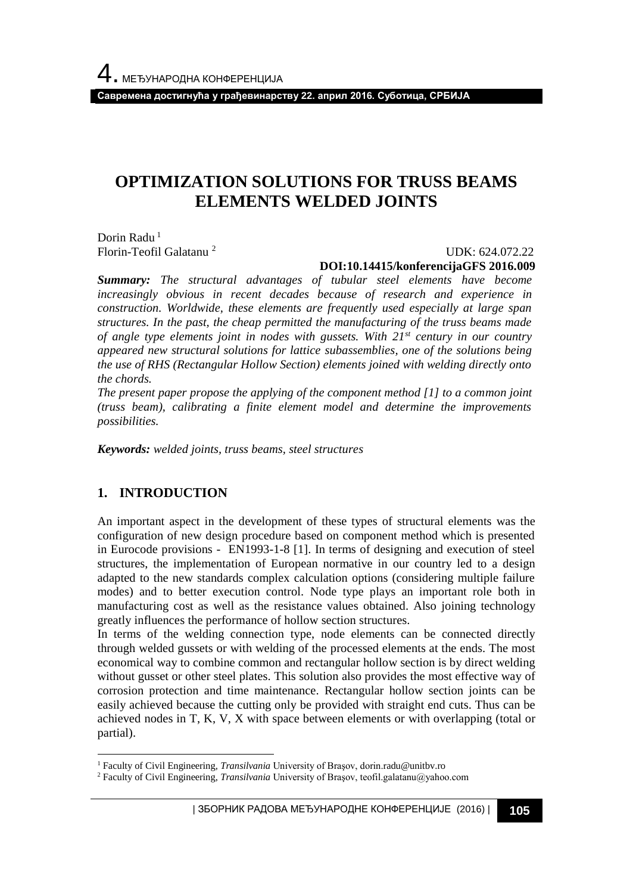# OPTIMIZATION SOLUTIONS FOR TRUSS BEAMS ELEMENTS WELDED JOINTS

Dorin Radu [1]
Florin-Teofil Galatanu [2]

UDK: 624.072.22
**DOI:10.14415/konferencijaGFS 2016.009**

***Summary:*** *The structural advantages of tubular steel elements have become increasingly obvious in recent decades because of research and experience in construction. Worldwide, these elements are frequently used especially at large span structures. In the past, the cheap permitted the manufacturing of the truss beams made of angle type elements joint in nodes with gussets. With 21st century in our country appeared new structural solutions for lattice subassemblies, one of the solutions being the use of RHS (Rectangular Hollow Section) elements joined with welding directly onto the chords.*

*The present paper propose the applying of the component method [1] to a common joint (truss beam), calibrating a finite element model and determine the improvements possibilities.*

***Keywords:*** *welded joints, truss beams, steel structures*

## 1. INTRODUCTION

An important aspect in the development of these types of structural elements was the configuration of new design procedure based on component method which is presented in Eurocode provisions - EN1993-1-8 [1]. In terms of designing and execution of steel structures, the implementation of European normative in our country led to a design adapted to the new standards complex calculation options (considering multiple failure modes) and to better execution control. Node type plays an important role both in manufacturing cost as well as the resistance values obtained. Also joining technology greatly influences the performance of hollow section structures.

In terms of the welding connection type, node elements can be connected directly through welded gussets or with welding of the processed elements at the ends. The most economical way to combine common and rectangular hollow section is by direct welding without gusset or other steel plates. This solution also provides the most effective way of corrosion protection and time maintenance. Rectangular hollow section joints can be easily achieved because the cutting only be provided with straight end cuts. Thus can be achieved nodes in T, K, V, X with space between elements or with overlapping (total or partial).

---

[1] Faculty of Civil Engineering, *Transilvania* University of Braşov, dorin.radu@unitbv.ro

[2] Faculty of Civil Engineering, *Transilvania* University of Braşov, teofil.galatanu@yahoo.com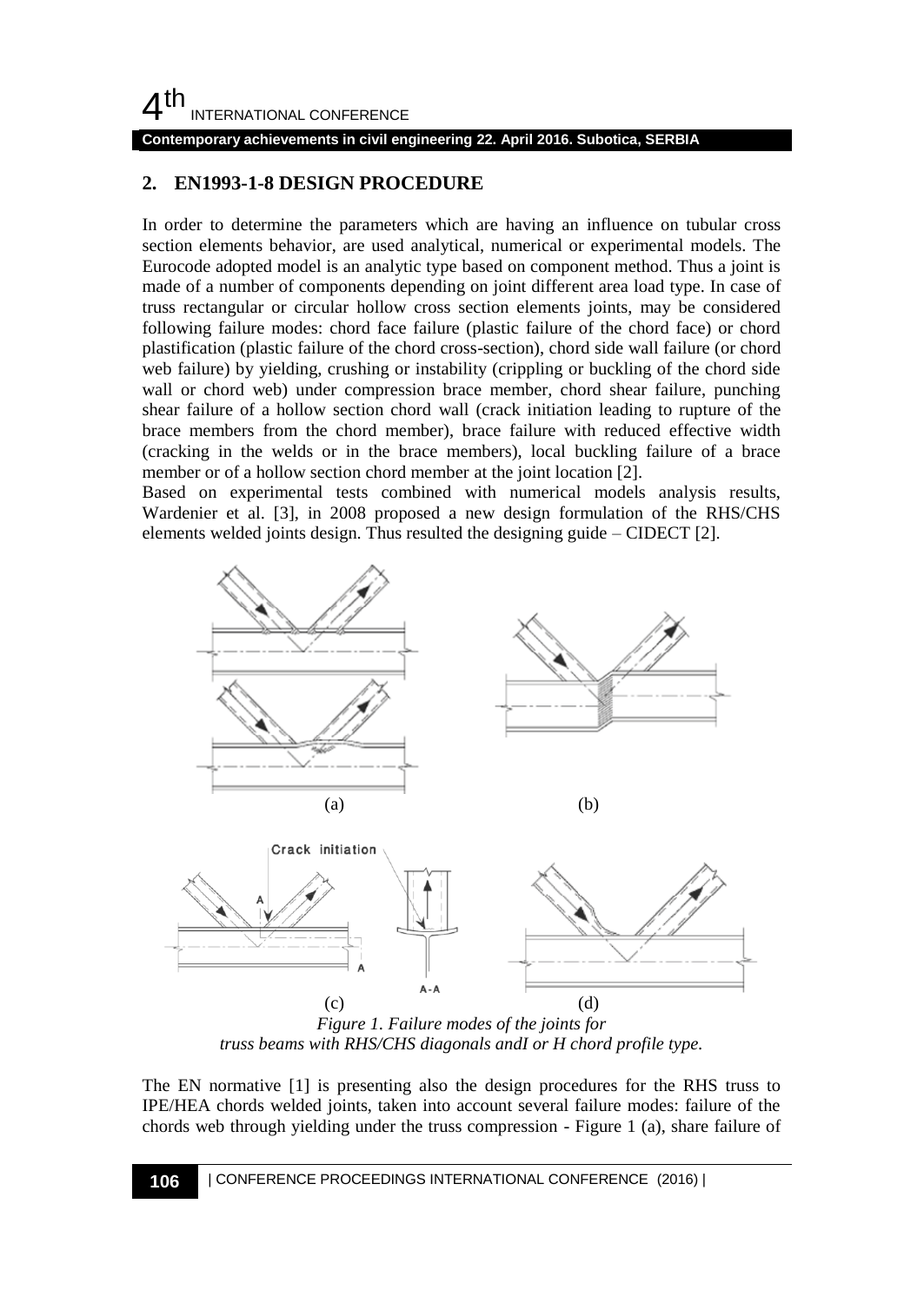## 2. EN1993-1-8 DESIGN PROCEDURE

In order to determine the parameters which are having an influence on tubular cross section elements behavior, are used analytical, numerical or experimental models. The Eurocode adopted model is an analytic type based on component method. Thus a joint is made of a number of components depending on joint different area load type. In case of truss rectangular or circular hollow cross section elements joints, may be considered following failure modes: chord face failure (plastic failure of the chord face) or chord plastification (plastic failure of the chord cross-section), chord side wall failure (or chord web failure) by yielding, crushing or instability (crippling or buckling of the chord side wall or chord web) under compression brace member, chord shear failure, punching shear failure of a hollow section chord wall (crack initiation leading to rupture of the brace members from the chord member), brace failure with reduced effective width (cracking in the welds or in the brace members), local buckling failure of a brace member or of a hollow section chord member at the joint location [2].

Based on experimental tests combined with numerical models analysis results, Wardenier et al. [3], in 2008 proposed a new design formulation of the RHS/CHS elements welded joints design. Thus resulted the designing guide – CIDECT [2].

*Figure 1. Failure modes of the joints for truss beams with RHS/CHS diagonals andI or H chord profile type.*

The EN normative [1] is presenting also the design procedures for the RHS truss to IPE/HEA chords welded joints, taken into account several failure modes: failure of the chords web through yielding under the truss compression - Figure 1 (a), share failure of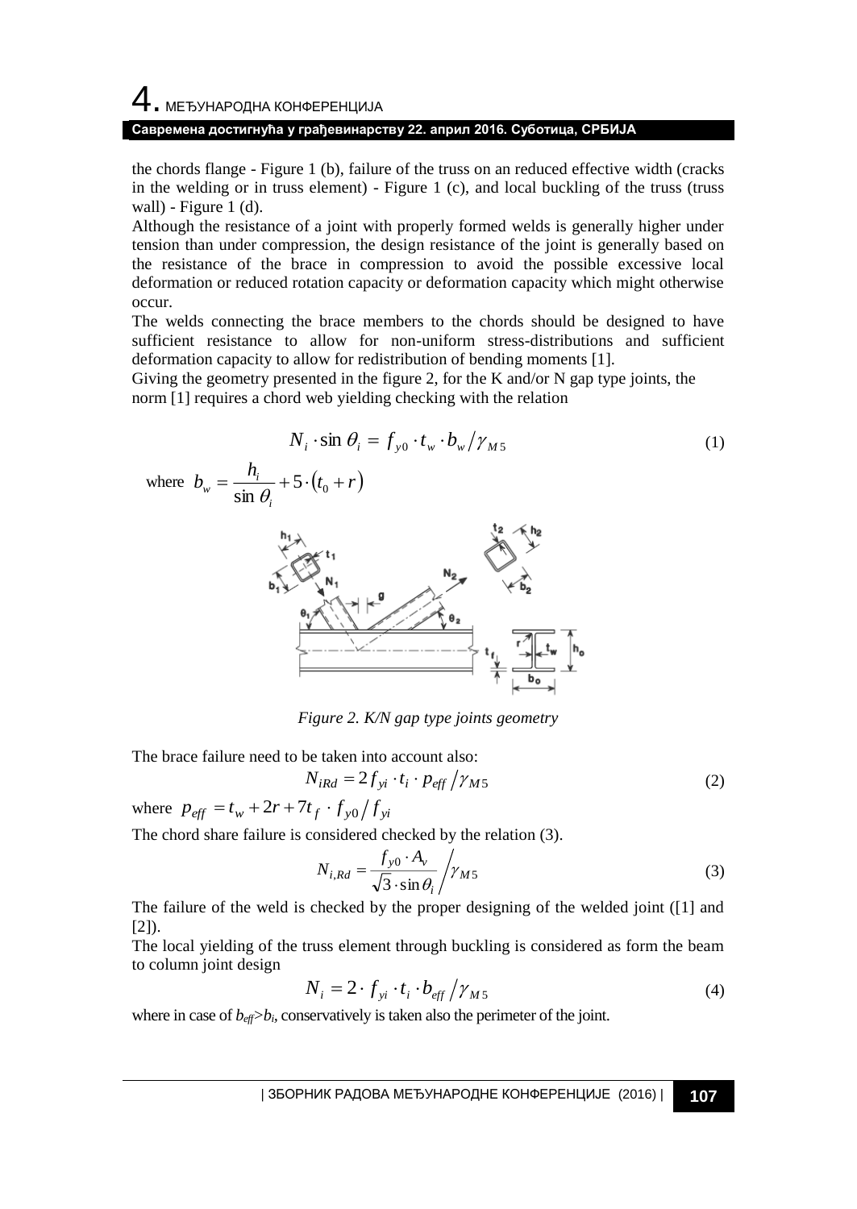the chords flange - Figure 1 (b), failure of the truss on an reduced effective width (cracks in the welding or in truss element) - Figure 1 (c), and local buckling of the truss (truss wall) - Figure 1 (d).

Although the resistance of a joint with properly formed welds is generally higher under tension than under compression, the design resistance of the joint is generally based on the resistance of the brace in compression to avoid the possible excessive local deformation or reduced rotation capacity or deformation capacity which might otherwise occur.

The welds connecting the brace members to the chords should be designed to have sufficient resistance to allow for non-uniform stress-distributions and sufficient deformation capacity to allow for redistribution of bending moments [1].

Giving the geometry presented in the figure 2, for the K and/or N gap type joints, the norm [1] requires a chord web yielding checking with the relation

$$N_i \cdot \sin \theta_i = f_{y0} \cdot t_w \cdot b_w / \gamma_{M5} \tag{1}$$

where $b_w = \dfrac{h_i}{\sin \theta_i} + 5 \cdot (t_0 + r)$

*Figure 2. K/N gap type joints geometry*

The brace failure need to be taken into account also:

$$N_{iRd} = 2 f_{yi} \cdot t_i \cdot p_{eff} / \gamma_{M5} \tag{2}$$

where $p_{eff} = t_w + 2r + 7t_f \cdot f_{y0} / f_{yi}$

The chord share failure is considered checked by the relation (3).

$$N_{i,Rd} = \frac{f_{y0} \cdot A_v}{\sqrt{3} \cdot \sin \theta_i} \Big/ \gamma_{M5} \tag{3}$$

The failure of the weld is checked by the proper designing of the welded joint ([1] and [2]).

The local yielding of the truss element through buckling is considered as form the beam to column joint design

$$N_i = 2 \cdot f_{yi} \cdot t_i \cdot b_{eff} / \gamma_{M5} \tag{4}$$

where in case of $b_{eff} > b_i$, conservatively is taken also the perimeter of the joint.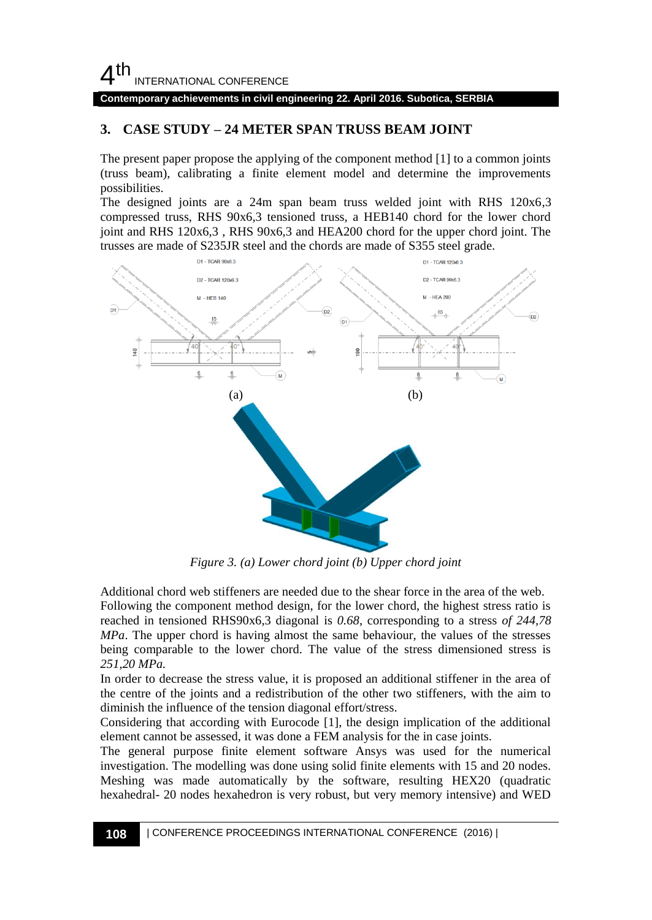## 3. CASE STUDY – 24 METER SPAN TRUSS BEAM JOINT

The present paper propose the applying of the component method [1] to a common joints (truss beam), calibrating a finite element model and determine the improvements possibilities.

The designed joints are a 24m span beam truss welded joint with RHS 120x6,3 compressed truss, RHS 90x6,3 tensioned truss, a HEB140 chord for the lower chord joint and RHS 120x6,3 , RHS 90x6,3 and HEA200 chord for the upper chord joint. The trusses are made of S235JR steel and the chords are made of S355 steel grade.

*Figure 3. (a) Lower chord joint (b) Upper chord joint*

Additional chord web stiffeners are needed due to the shear force in the area of the web.

Following the component method design, for the lower chord, the highest stress ratio is reached in tensioned RHS90x6,3 diagonal is *0.68*, corresponding to a stress *of 244,78 MPa*. The upper chord is having almost the same behaviour, the values of the stresses being comparable to the lower chord. The value of the stress dimensioned stress is *251,20 MPa.*

In order to decrease the stress value, it is proposed an additional stiffener in the area of the centre of the joints and a redistribution of the other two stiffeners, with the aim to diminish the influence of the tension diagonal effort/stress.

Considering that according with Eurocode [1], the design implication of the additional element cannot be assessed, it was done a FEM analysis for the in case joints.

The general purpose finite element software Ansys was used for the numerical investigation. The modelling was done using solid finite elements with 15 and 20 nodes. Meshing was made automatically by the software, resulting HEX20 (quadratic hexahedral- 20 nodes hexahedron is very robust, but very memory intensive) and WED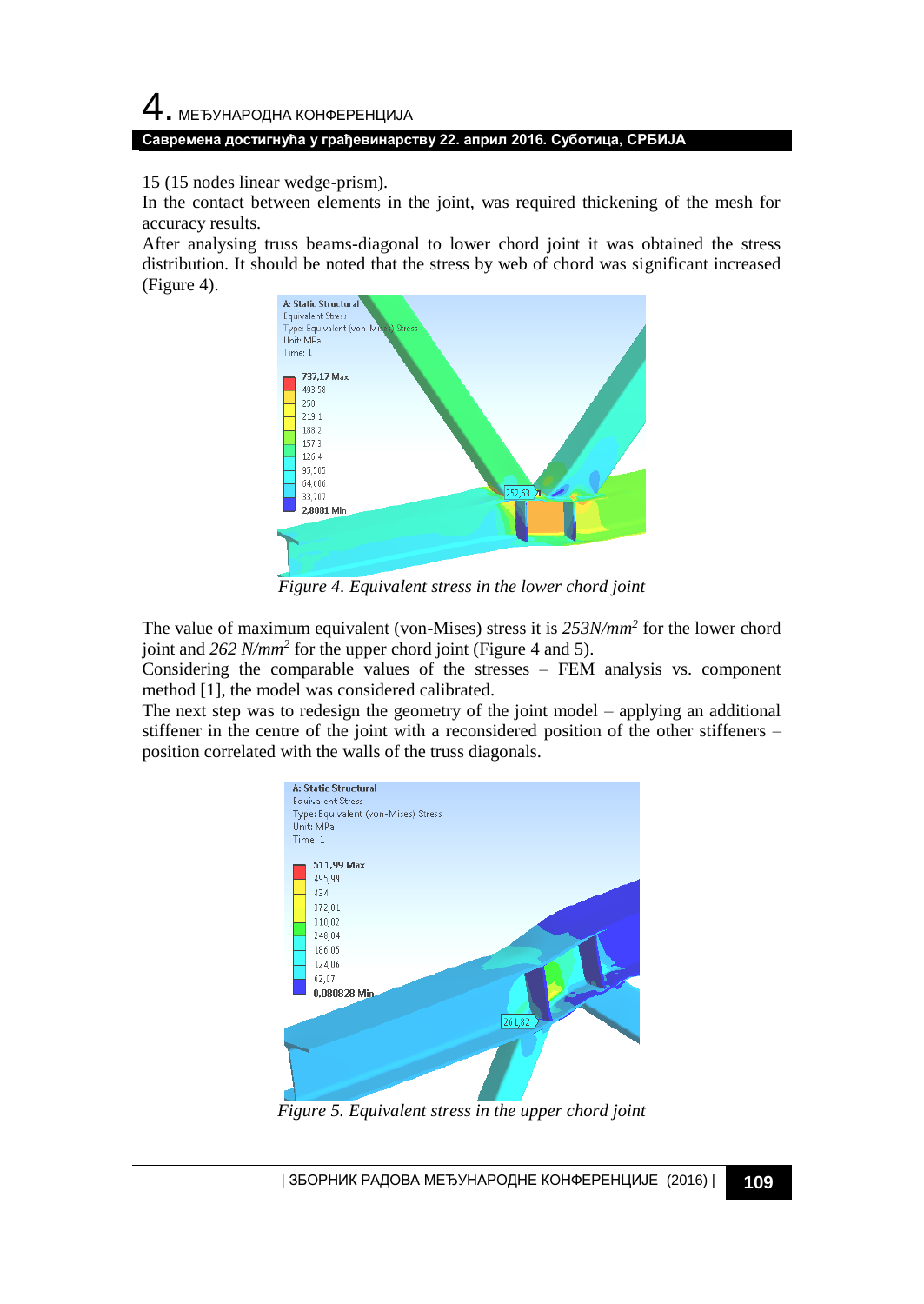15 (15 nodes linear wedge-prism).

In the contact between elements in the joint, was required thickening of the mesh for accuracy results.

After analysing truss beams-diagonal to lower chord joint it was obtained the stress distribution. It should be noted that the stress by web of chord was significant increased (Figure 4).

*Figure 4. Equivalent stress in the lower chord joint*

The value of maximum equivalent (von-Mises) stress it is *253N/mm²* for the lower chord joint and *262 N/mm²* for the upper chord joint (Figure 4 and 5).

Considering the comparable values of the stresses – FEM analysis vs. component method [1], the model was considered calibrated.

The next step was to redesign the geometry of the joint model – applying an additional stiffener in the centre of the joint with a reconsidered position of the other stiffeners – position correlated with the walls of the truss diagonals.

*Figure 5. Equivalent stress in the upper chord joint*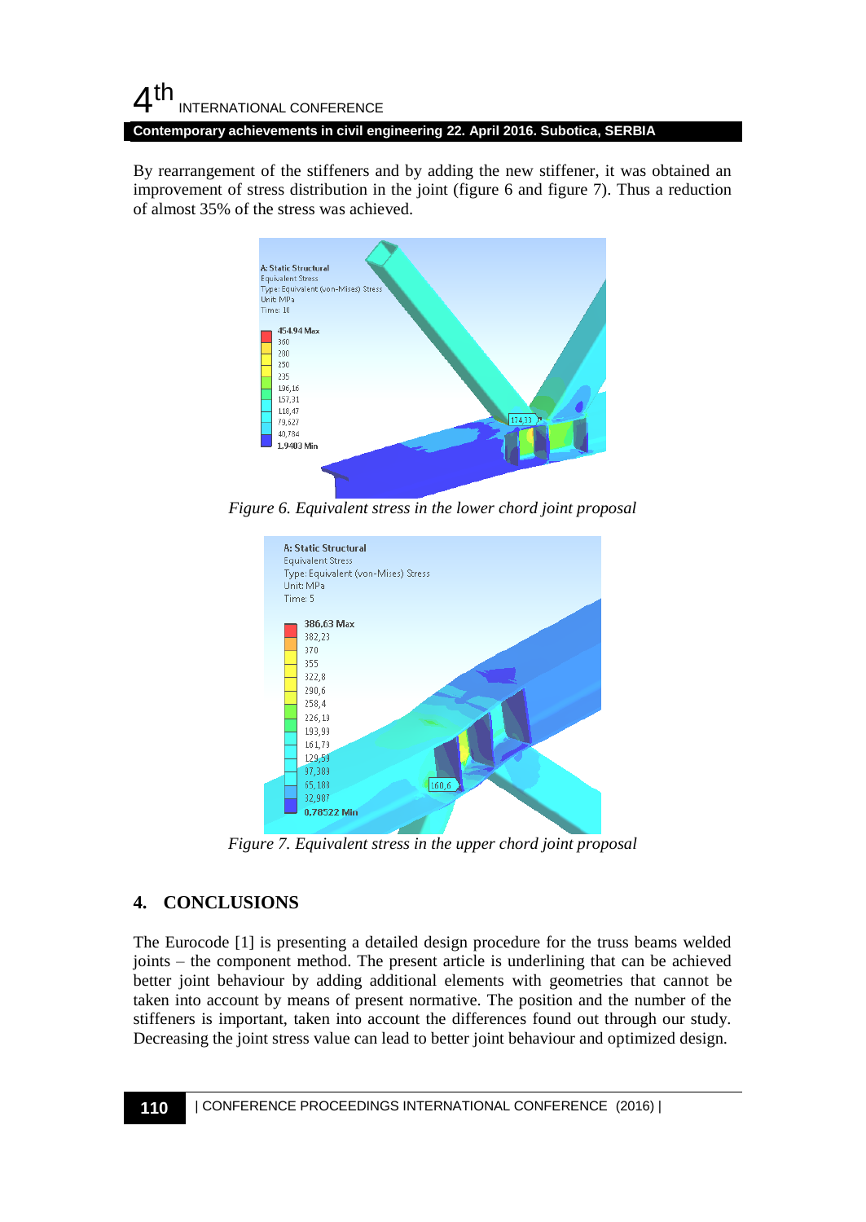By rearrangement of the stiffeners and by adding the new stiffener, it was obtained an improvement of stress distribution in the joint (figure 6 and figure 7). Thus a reduction of almost 35% of the stress was achieved.

*Figure 6. Equivalent stress in the lower chord joint proposal*

*Figure 7. Equivalent stress in the upper chord joint proposal*

## 4. CONCLUSIONS

The Eurocode [1] is presenting a detailed design procedure for the truss beams welded joints – the component method. The present article is underlining that can be achieved better joint behaviour by adding additional elements with geometries that cannot be taken into account by means of present normative. The position and the number of the stiffeners is important, taken into account the differences found out through our study. Decreasing the joint stress value can lead to better joint behaviour and optimized design.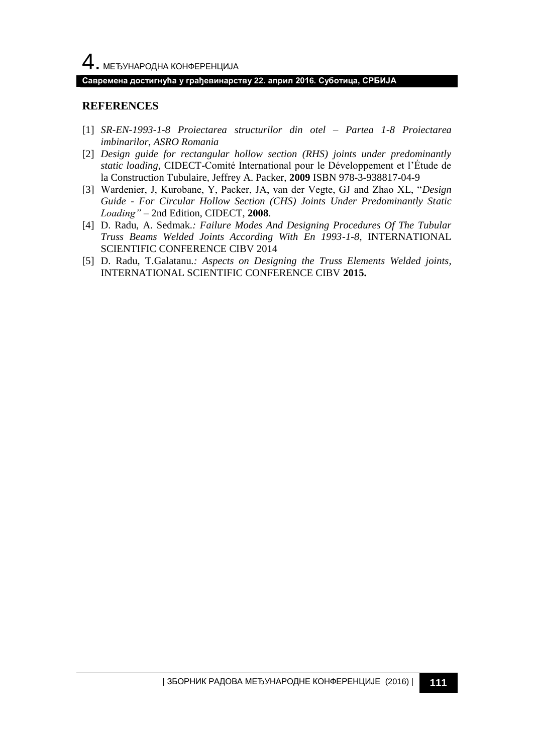## REFERENCES

[1] *SR-EN-1993-1-8 Proiectarea structurilor din otel – Partea 1-8 Proiectarea imbinarilor, ASRO Romania*

[2] *Design guide for rectangular hollow section (RHS) joints under predominantly static loading,* CIDECT-Comité International pour le Développement et l'Étude de la Construction Tubulaire, Jeffrey A. Packer, **2009** ISBN 978-3-938817-04-9

[3] Wardenier, J, Kurobane, Y, Packer, JA, van der Vegte, GJ and Zhao XL, "*Design Guide - For Circular Hollow Section (CHS) Joints Under Predominantly Static Loading"* – 2nd Edition, CIDECT, **2008**.

[4] D. Radu, A. Sedmak.*: Failure Modes And Designing Procedures Of The Tubular Truss Beams Welded Joints According With En 1993-1-8,* INTERNATIONAL SCIENTIFIC CONFERENCE CIBV 2014

[5] D. Radu, T.Galatanu.*: Aspects on Designing the Truss Elements Welded joints,* INTERNATIONAL SCIENTIFIC CONFERENCE CIBV **2015.**